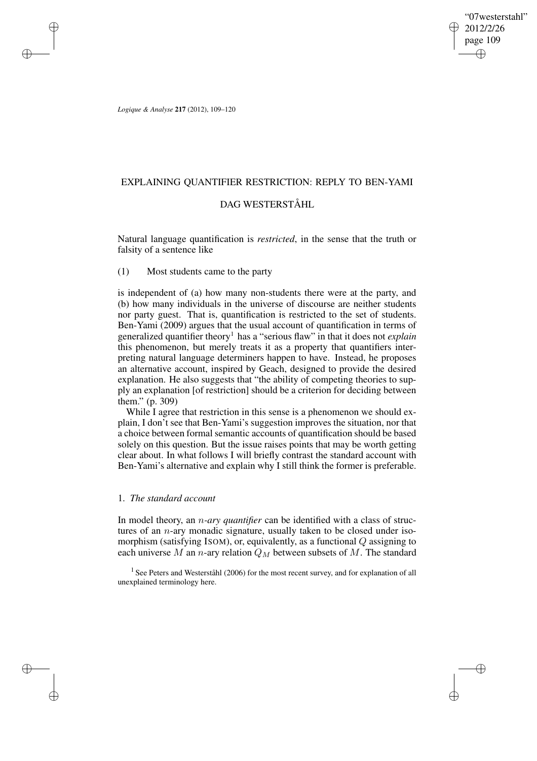# EXPLAINING QUANTIFIER RESTRICTION: REPLY TO BEN-YAMI

## DAG WESTERSTÅHL

Natural language quantification is *restricted*, in the sense that the truth or falsity of a sentence like

(1) Most students came to the party

is independent of (a) how many non-students there were at the party, and (b) how many individuals in the universe of discourse are neither students nor party guest. That is, quantification is restricted to the set of students. Ben-Yami (2009) argues that the usual account of quantification in terms of generalized quantifier theory[1] has a "serious flaw" in that it does not *explain* this phenomenon, but merely treats it as a property that quantifiers interpreting natural language determiners happen to have. Instead, he proposes an alternative account, inspired by Geach, designed to provide the desired explanation. He also suggests that "the ability of competing theories to supply an explanation [of restriction] should be a criterion for deciding between them." (p. 309)

While I agree that restriction in this sense is a phenomenon we should explain, I don't see that Ben-Yami's suggestion improves the situation, nor that a choice between formal semantic accounts of quantification should be based solely on this question. But the issue raises points that may be worth getting clear about. In what follows I will briefly contrast the standard account with Ben-Yami's alternative and explain why I still think the former is preferable.

### 1. *The standard account*

In model theory, an *$n$-ary quantifier* can be identified with a class of structures of an $n$-ary monadic signature, usually taken to be closed under isomorphism (satisfying ISOM), or, equivalently, as a functional $Q$ assigning to each universe $M$ an $n$-ary relation $Q_M$ between subsets of $M$. The standard

[1] See Peters and Westerståhl (2006) for the most recent survey, and for explanation of all unexplained terminology here.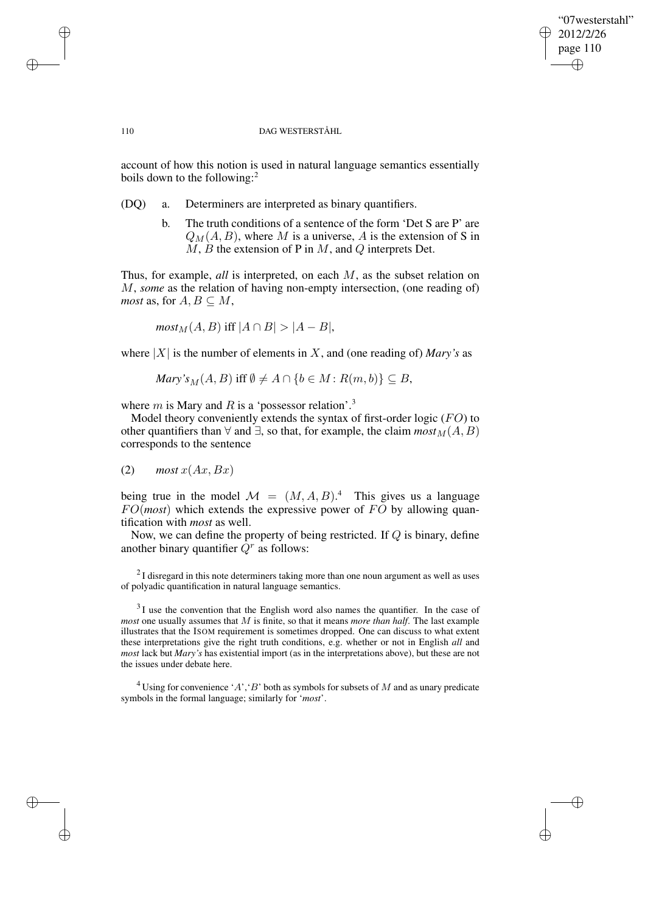account of how this notion is used in natural language semantics essentially boils down to the following:[2]

(DQ) a. Determiners are interpreted as binary quantifiers.

b. The truth conditions of a sentence of the form 'Det S are P' are $Q_M(A, B)$, where $M$ is a universe, $A$ is the extension of S in $M$, $B$ the extension of P in $M$, and $Q$ interprets Det.

Thus, for example, *all* is interpreted, on each $M$, as the subset relation on $M$, *some* as the relation of having non-empty intersection, (one reading of) *most* as, for $A, B \subseteq M$,

$$most_M(A, B) \text{ iff } |A \cap B| > |A - B|,$$

where $|X|$ is the number of elements in $X$, and (one reading of) *Mary's* as

$$Mary's_M(A, B) \text{ iff } \emptyset \neq A \cap \{b \in M : R(m, b)\} \subseteq B,$$

where $m$ is Mary and $R$ is a 'possessor relation'.[3]

Model theory conveniently extends the syntax of first-order logic ($FO$) to other quantifiers than $\forall$ and $\exists$, so that, for example, the claim $most_M(A, B)$ corresponds to the sentence

(2) $most\ x(Ax, Bx)$

being true in the model $\mathcal{M} = (M, A, B)$.[4] This gives us a language $FO(most)$ which extends the expressive power of $FO$ by allowing quantification with *most* as well.

Now, we can define the property of being restricted. If $Q$ is binary, define another binary quantifier $Q^r$ as follows:

[2] I disregard in this note determiners taking more than one noun argument as well as uses of polyadic quantification in natural language semantics.

[3] I use the convention that the English word also names the quantifier. In the case of *most* one usually assumes that $M$ is finite, so that it means *more than half*. The last example illustrates that the ISOM requirement is sometimes dropped. One can discuss to what extent these interpretations give the right truth conditions, e.g. whether or not in English *all* and *most* lack but *Mary's* has existential import (as in the interpretations above), but these are not the issues under debate here.

[4] Using for convenience '$A$','$B$' both as symbols for subsets of $M$ and as unary predicate symbols in the formal language; similarly for '*most*'.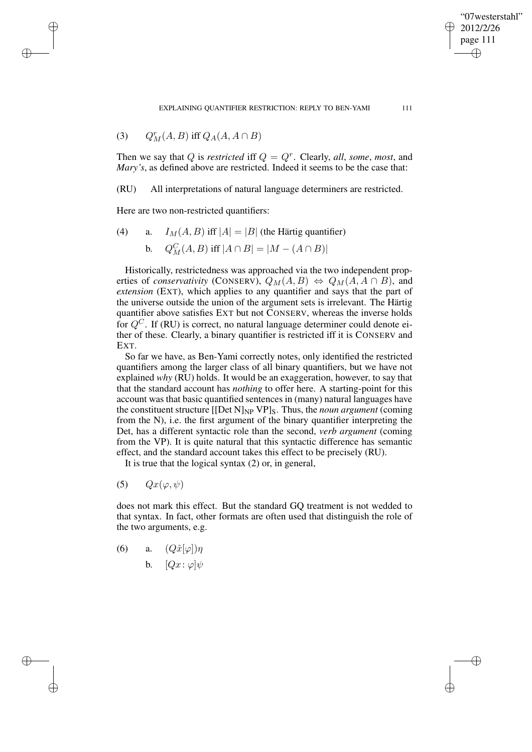(3) $\quad Q^r_M(A, B)$ iff $Q_A(A, A \cap B)$

Then we say that $Q$ is *restricted* iff $Q = Q^r$. Clearly, *all*, *some*, *most*, and *Mary's*, as defined above are restricted. Indeed it seems to be the case that:

(RU) All interpretations of natural language determiners are restricted.

Here are two non-restricted quantifiers:

(4) a. $I_M(A, B)$ iff $|A| = |B|$ (the Härtig quantifier)

b. $Q^C_M(A, B)$ iff $|A \cap B| = |M - (A \cap B)|$

Historically, restrictedness was approached via the two independent properties of *conservativity* (CONSERV), $Q_M(A, B) \Leftrightarrow Q_M(A, A \cap B)$, and *extension* (EXT), which applies to any quantifier and says that the part of the universe outside the union of the argument sets is irrelevant. The Härtig quantifier above satisfies EXT but not CONSERV, whereas the inverse holds for $Q^C$. If (RU) is correct, no natural language determiner could denote either of these. Clearly, a binary quantifier is restricted iff it is CONSERV and EXT.

So far we have, as Ben-Yami correctly notes, only identified the restricted quantifiers among the larger class of all binary quantifiers, but we have not explained *why* (RU) holds. It would be an exaggeration, however, to say that that the standard account has *nothing* to offer here. A starting-point for this account was that basic quantified sentences in (many) natural languages have the constituent structure $[[\text{Det N}]_{\text{NP}}\ \text{VP}]_{\text{S}}$. Thus, the *noun argument* (coming from the N), i.e. the first argument of the binary quantifier interpreting the Det, has a different syntactic role than the second, *verb argument* (coming from the VP). It is quite natural that this syntactic difference has semantic effect, and the standard account takes this effect to be precisely (RU).

It is true that the logical syntax (2) or, in general,

(5) $\quad Qx(\varphi, \psi)$

does not mark this effect. But the standard GQ treatment is not wedded to that syntax. In fact, other formats are often used that distinguish the role of the two arguments, e.g.

(6) a. $(Q\hat{x}[\varphi])\eta$

b. $[Qx : \varphi]\psi$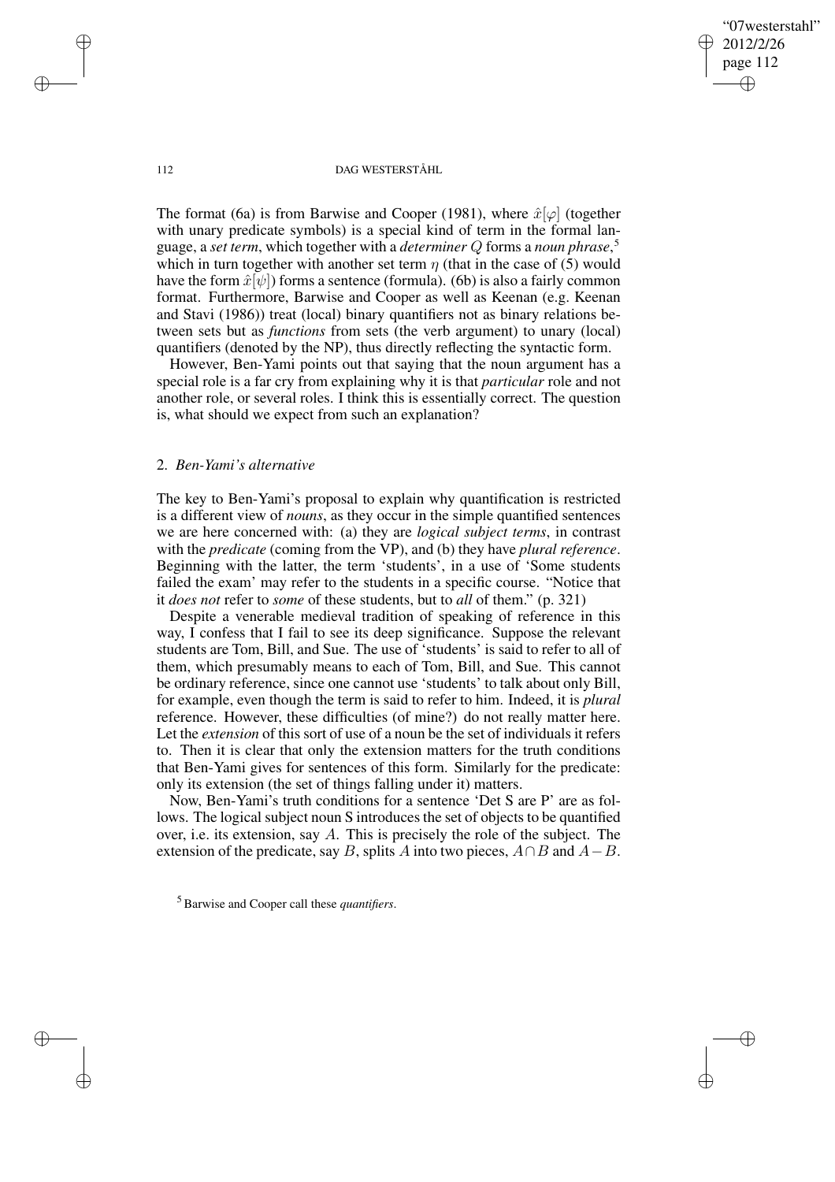The format (6a) is from Barwise and Cooper (1981), where $\hat{x}[\varphi]$ (together with unary predicate symbols) is a special kind of term in the formal language, a *set term*, which together with a *determiner* $Q$ forms a *noun phrase*,[5] which in turn together with another set term $\eta$ (that in the case of (5) would have the form $\hat{x}[\psi]$) forms a sentence (formula). (6b) is also a fairly common format. Furthermore, Barwise and Cooper as well as Keenan (e.g. Keenan and Stavi (1986)) treat (local) binary quantifiers not as binary relations between sets but as *functions* from sets (the verb argument) to unary (local) quantifiers (denoted by the NP), thus directly reflecting the syntactic form.

However, Ben-Yami points out that saying that the noun argument has a special role is a far cry from explaining why it is that *particular* role and not another role, or several roles. I think this is essentially correct. The question is, what should we expect from such an explanation?

## 2. *Ben-Yami's alternative*

The key to Ben-Yami's proposal to explain why quantification is restricted is a different view of *nouns*, as they occur in the simple quantified sentences we are here concerned with: (a) they are *logical subject terms*, in contrast with the *predicate* (coming from the VP), and (b) they have *plural reference*. Beginning with the latter, the term 'students', in a use of 'Some students failed the exam' may refer to the students in a specific course. "Notice that it *does not* refer to *some* of these students, but to *all* of them." (p. 321)

Despite a venerable medieval tradition of speaking of reference in this way, I confess that I fail to see its deep significance. Suppose the relevant students are Tom, Bill, and Sue. The use of 'students' is said to refer to all of them, which presumably means to each of Tom, Bill, and Sue. This cannot be ordinary reference, since one cannot use 'students' to talk about only Bill, for example, even though the term is said to refer to him. Indeed, it is *plural* reference. However, these difficulties (of mine?) do not really matter here. Let the *extension* of this sort of use of a noun be the set of individuals it refers to. Then it is clear that only the extension matters for the truth conditions that Ben-Yami gives for sentences of this form. Similarly for the predicate: only its extension (the set of things falling under it) matters.

Now, Ben-Yami's truth conditions for a sentence 'Det S are P' are as follows. The logical subject noun S introduces the set of objects to be quantified over, i.e. its extension, say $A$. This is precisely the role of the subject. The extension of the predicate, say $B$, splits $A$ into two pieces, $A \cap B$ and $A - B$.

[5] Barwise and Cooper call these *quantifiers*.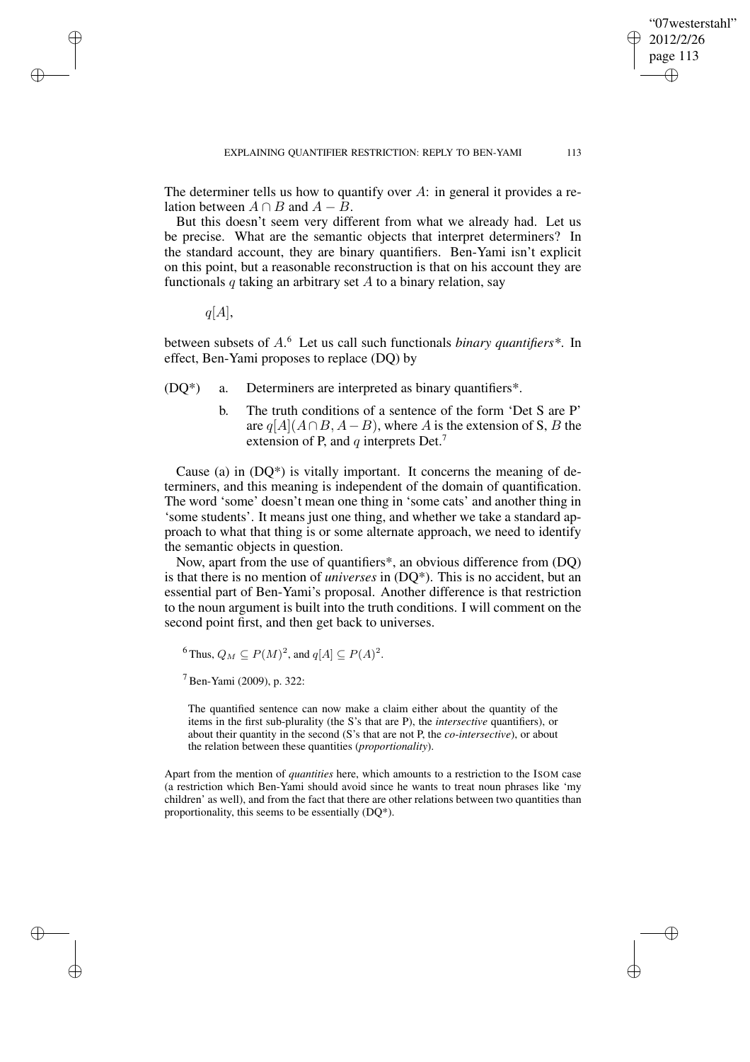The determiner tells us how to quantify over $A$: in general it provides a relation between $A \cap B$ and $A - B$.

But this doesn't seem very different from what we already had. Let us be precise. What are the semantic objects that interpret determiners? In the standard account, they are binary quantifiers. Ben-Yami isn't explicit on this point, but a reasonable reconstruction is that on his account they are functionals $q$ taking an arbitrary set $A$ to a binary relation, say

$$q[A],$$

between subsets of $A$.[6] Let us call such functionals *binary quantifiers\**. In effect, Ben-Yami proposes to replace (DQ) by

(DQ*) a. Determiners are interpreted as binary quantifiers*.

b. The truth conditions of a sentence of the form 'Det S are P' are $q[A](A \cap B, A - B)$, where $A$ is the extension of S, $B$ the extension of P, and $q$ interprets Det.[7]

Cause (a) in (DQ*) is vitally important. It concerns the meaning of determiners, and this meaning is independent of the domain of quantification. The word 'some' doesn't mean one thing in 'some cats' and another thing in 'some students'. It means just one thing, and whether we take a standard approach to what that thing is or some alternate approach, we need to identify the semantic objects in question.

Now, apart from the use of quantifiers*, an obvious difference from (DQ) is that there is no mention of *universes* in (DQ*). This is no accident, but an essential part of Ben-Yami's proposal. Another difference is that restriction to the noun argument is built into the truth conditions. I will comment on the second point first, and then get back to universes.

[6] Thus, $Q_M \subseteq P(M)^2$, and $q[A] \subseteq P(A)^2$.

[7] Ben-Yami (2009), p. 322:

> The quantified sentence can now make a claim either about the quantity of the items in the first sub-plurality (the S's that are P), the *intersective* quantifiers), or about their quantity in the second (S's that are not P, the *co-intersective*), or about the relation between these quantities (*proportionality*).

Apart from the mention of *quantities* here, which amounts to a restriction to the ISOM case (a restriction which Ben-Yami should avoid since he wants to treat noun phrases like 'my children' as well), and from the fact that there are other relations between two quantities than proportionality, this seems to be essentially (DQ*).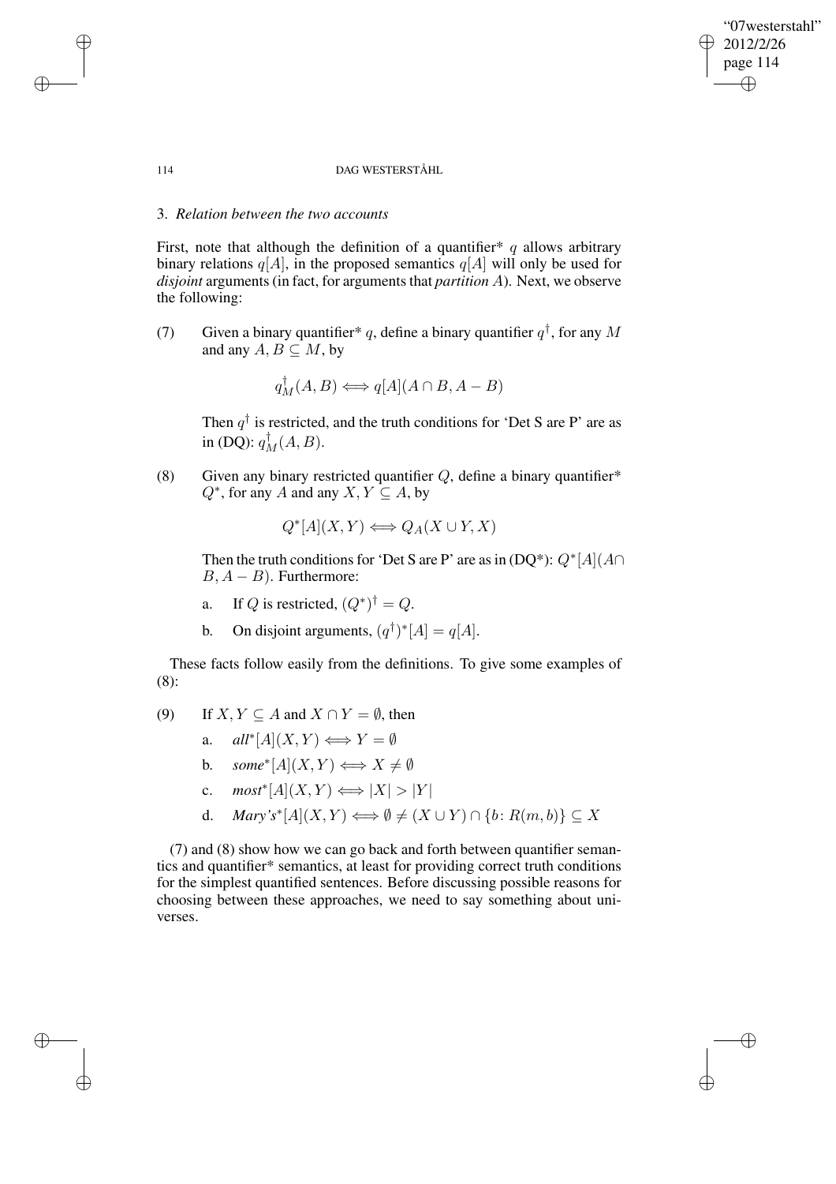## 3. *Relation between the two accounts*

First, note that although the definition of a quantifier* $q$ allows arbitrary binary relations $q[A]$, in the proposed semantics $q[A]$ will only be used for *disjoint* arguments (in fact, for arguments that *partition* $A$). Next, we observe the following:

(7) Given a binary quantifier* $q$, define a binary quantifier $q^{\dagger}$, for any $M$ and any $A, B \subseteq M$, by

$$q^{\dagger}_{M}(A, B) \iff q[A](A \cap B, A - B)$$

Then $q^{\dagger}$ is restricted, and the truth conditions for 'Det S are P' are as in (DQ): $q^{\dagger}_{M}(A, B)$.

(8) Given any binary restricted quantifier $Q$, define a binary quantifier* $Q^{*}$, for any $A$ and any $X, Y \subseteq A$, by

$$Q^{*}[A](X, Y) \iff Q_{A}(X \cup Y, X)$$

Then the truth conditions for 'Det S are P' are as in (DQ*): $Q^{*}[A](A \cap B, A - B)$. Furthermore:

a. If $Q$ is restricted, $(Q^{*})^{\dagger} = Q$.

b. On disjoint arguments, $(q^{\dagger})^{*}[A] = q[A]$.

These facts follow easily from the definitions. To give some examples of (8):

(9) If $X, Y \subseteq A$ and $X \cap Y = \emptyset$, then

a. *all*$^{*}[A](X, Y) \iff Y = \emptyset$

b. *some*$^{*}[A](X, Y) \iff X \neq \emptyset$

c. *most*$^{*}[A](X, Y) \iff |X| > |Y|$

d. *Mary's*$^{*}[A](X, Y) \iff \emptyset \neq (X \cup Y) \cap \{b \colon R(m, b)\} \subseteq X$

(7) and (8) show how we can go back and forth between quantifier semantics and quantifier* semantics, at least for providing correct truth conditions for the simplest quantified sentences. Before discussing possible reasons for choosing between these approaches, we need to say something about universes.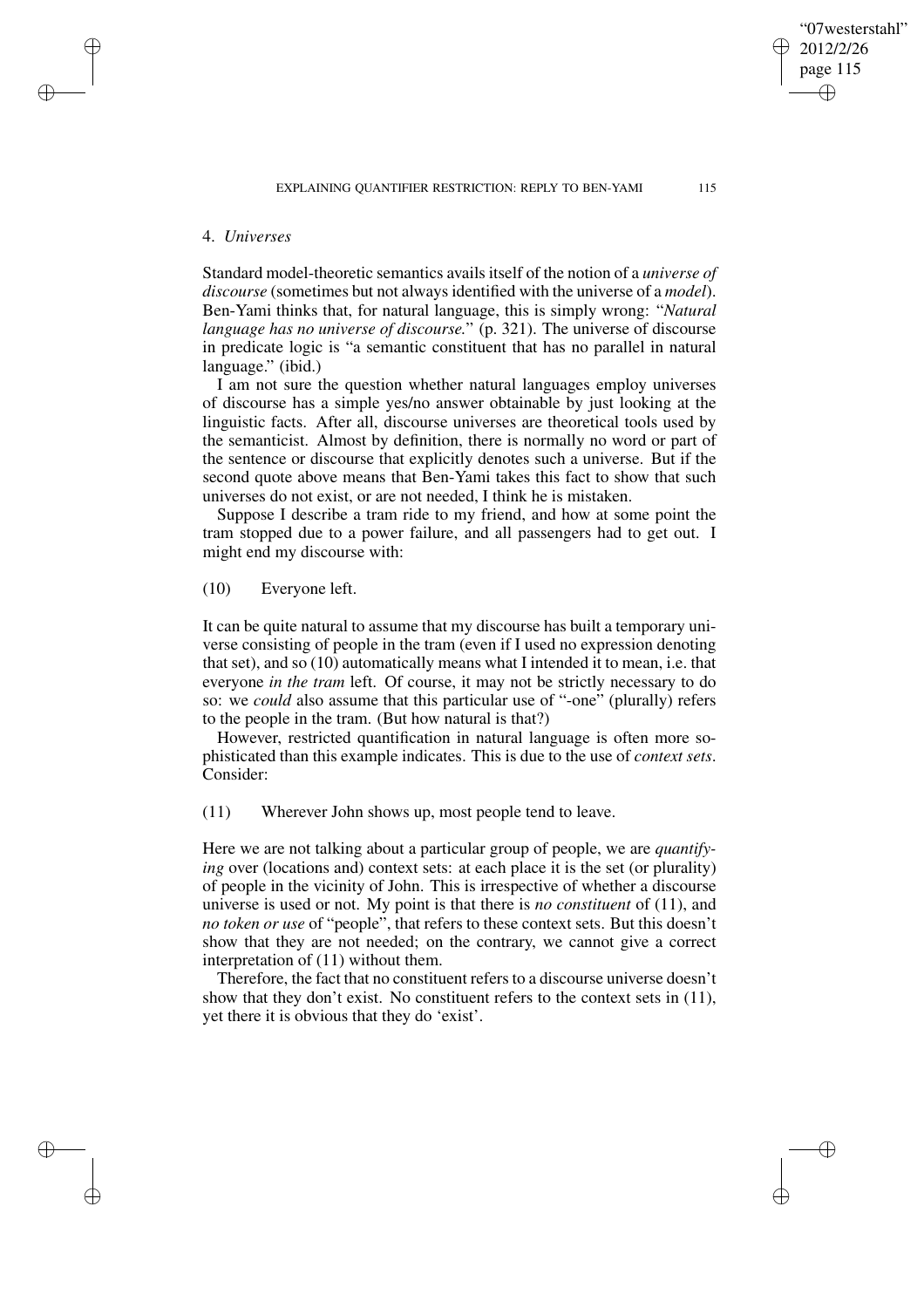## 4. *Universes*

Standard model-theoretic semantics avails itself of the notion of a *universe of discourse* (sometimes but not always identified with the universe of a *model*). Ben-Yami thinks that, for natural language, this is simply wrong: "*Natural language has no universe of discourse.*" (p. 321). The universe of discourse in predicate logic is "a semantic constituent that has no parallel in natural language." (ibid.)

I am not sure the question whether natural languages employ universes of discourse has a simple yes/no answer obtainable by just looking at the linguistic facts. After all, discourse universes are theoretical tools used by the semanticist. Almost by definition, there is normally no word or part of the sentence or discourse that explicitly denotes such a universe. But if the second quote above means that Ben-Yami takes this fact to show that such universes do not exist, or are not needed, I think he is mistaken.

Suppose I describe a tram ride to my friend, and how at some point the tram stopped due to a power failure, and all passengers had to get out. I might end my discourse with:

(10) Everyone left.

It can be quite natural to assume that my discourse has built a temporary universe consisting of people in the tram (even if I used no expression denoting that set), and so (10) automatically means what I intended it to mean, i.e. that everyone *in the tram* left. Of course, it may not be strictly necessary to do so: we *could* also assume that this particular use of "-one" (plurally) refers to the people in the tram. (But how natural is that?)

However, restricted quantification in natural language is often more sophisticated than this example indicates. This is due to the use of *context sets*. Consider:

(11) Wherever John shows up, most people tend to leave.

Here we are not talking about a particular group of people, we are *quantifying* over (locations and) context sets: at each place it is the set (or plurality) of people in the vicinity of John. This is irrespective of whether a discourse universe is used or not. My point is that there is *no constituent* of (11), and *no token or use* of "people", that refers to these context sets. But this doesn't show that they are not needed; on the contrary, we cannot give a correct interpretation of (11) without them.

Therefore, the fact that no constituent refers to a discourse universe doesn't show that they don't exist. No constituent refers to the context sets in (11), yet there it is obvious that they do 'exist'.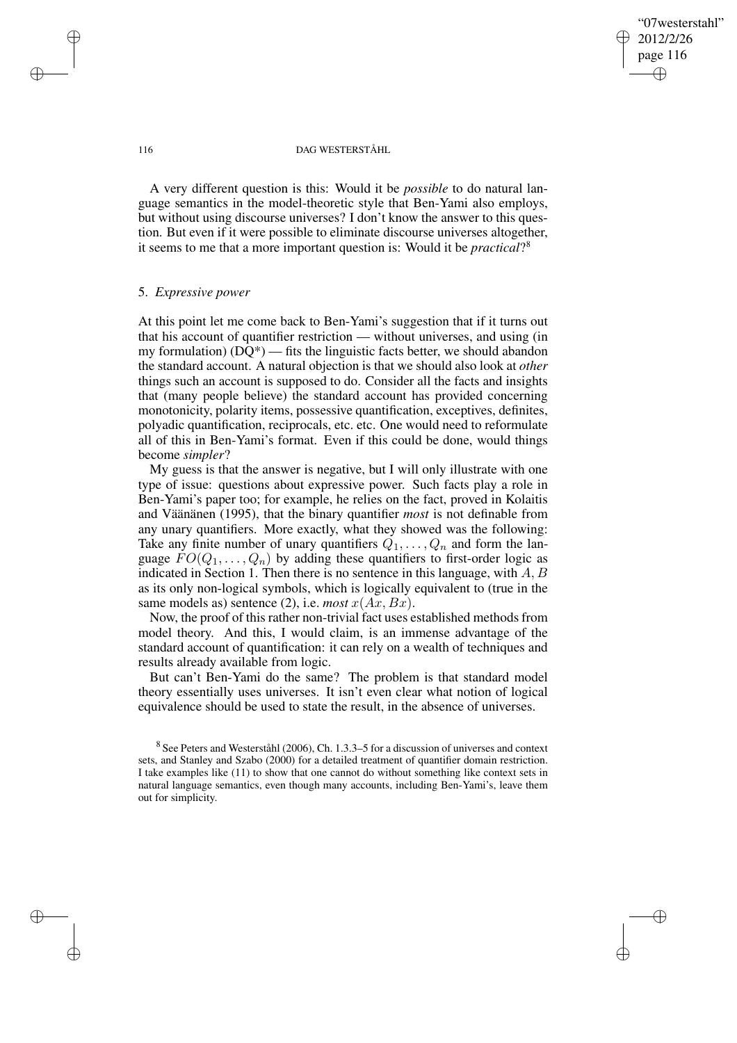A very different question is this: Would it be *possible* to do natural language semantics in the model-theoretic style that Ben-Yami also employs, but without using discourse universes? I don't know the answer to this question. But even if it were possible to eliminate discourse universes altogether, it seems to me that a more important question is: Would it be *practical*?[8]

## 5. *Expressive power*

At this point let me come back to Ben-Yami's suggestion that if it turns out that his account of quantifier restriction — without universes, and using (in my formulation) (DQ*) — fits the linguistic facts better, we should abandon the standard account. A natural objection is that we should also look at *other* things such an account is supposed to do. Consider all the facts and insights that (many people believe) the standard account has provided concerning monotonicity, polarity items, possessive quantification, exceptives, definites, polyadic quantification, reciprocals, etc. etc. One would need to reformulate all of this in Ben-Yami's format. Even if this could be done, would things become *simpler*?

My guess is that the answer is negative, but I will only illustrate with one type of issue: questions about expressive power. Such facts play a role in Ben-Yami's paper too; for example, he relies on the fact, proved in Kolaitis and Väänänen (1995), that the binary quantifier *most* is not definable from any unary quantifiers. More exactly, what they showed was the following: Take any finite number of unary quantifiers $Q_1, \ldots, Q_n$ and form the language $FO(Q_1, \ldots, Q_n)$ by adding these quantifiers to first-order logic as indicated in Section 1. Then there is no sentence in this language, with $A, B$ as its only non-logical symbols, which is logically equivalent to (true in the same models as) sentence (2), i.e. *most* $x(Ax, Bx)$.

Now, the proof of this rather non-trivial fact uses established methods from model theory. And this, I would claim, is an immense advantage of the standard account of quantification: it can rely on a wealth of techniques and results already available from logic.

But can't Ben-Yami do the same? The problem is that standard model theory essentially uses universes. It isn't even clear what notion of logical equivalence should be used to state the result, in the absence of universes.

[8] See Peters and Westerståhl (2006), Ch. 1.3.3–5 for a discussion of universes and context sets, and Stanley and Szabo (2000) for a detailed treatment of quantifier domain restriction. I take examples like (11) to show that one cannot do without something like context sets in natural language semantics, even though many accounts, including Ben-Yami's, leave them out for simplicity.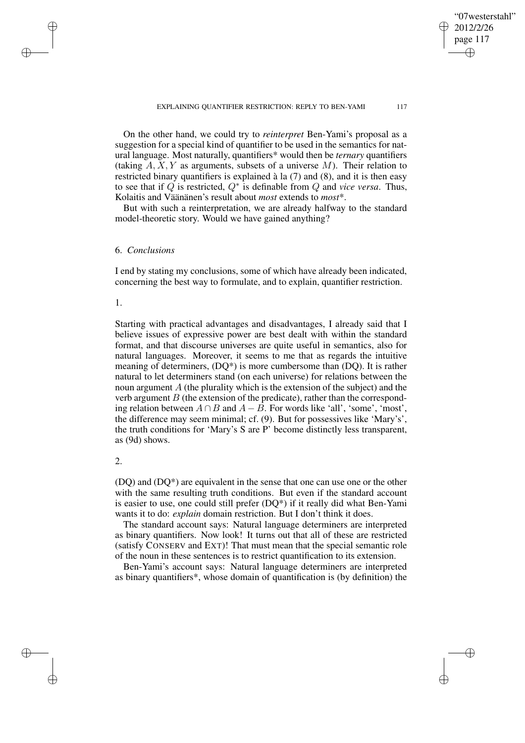On the other hand, we could try to *reinterpret* Ben-Yami's proposal as a suggestion for a special kind of quantifier to be used in the semantics for natural language. Most naturally, quantifiers* would then be *ternary* quantifiers (taking $A, X, Y$ as arguments, subsets of a universe $M$). Their relation to restricted binary quantifiers is explained à la (7) and (8), and it is then easy to see that if $Q$ is restricted, $Q^*$ is definable from $Q$ and *vice versa*. Thus, Kolaitis and Väänänen's result about *most* extends to *most*\*.

But with such a reinterpretation, we are already halfway to the standard model-theoretic story. Would we have gained anything?

## 6. *Conclusions*

I end by stating my conclusions, some of which have already been indicated, concerning the best way to formulate, and to explain, quantifier restriction.

1.

Starting with practical advantages and disadvantages, I already said that I believe issues of expressive power are best dealt with within the standard format, and that discourse universes are quite useful in semantics, also for natural languages. Moreover, it seems to me that as regards the intuitive meaning of determiners, (DQ*) is more cumbersome than (DQ). It is rather natural to let determiners stand (on each universe) for relations between the noun argument $A$ (the plurality which is the extension of the subject) and the verb argument $B$ (the extension of the predicate), rather than the corresponding relation between $A \cap B$ and $A - B$. For words like 'all', 'some', 'most', the difference may seem minimal; cf. (9). But for possessives like 'Mary's', the truth conditions for 'Mary's S are P' become distinctly less transparent, as (9d) shows.

2.

(DQ) and (DQ*) are equivalent in the sense that one can use one or the other with the same resulting truth conditions. But even if the standard account is easier to use, one could still prefer (DQ*) if it really did what Ben-Yami wants it to do: *explain* domain restriction. But I don't think it does.

The standard account says: Natural language determiners are interpreted as binary quantifiers. Now look! It turns out that all of these are restricted (satisfy CONSERV and EXT)! That must mean that the special semantic role of the noun in these sentences is to restrict quantification to its extension.

Ben-Yami's account says: Natural language determiners are interpreted as binary quantifiers*, whose domain of quantification is (by definition) the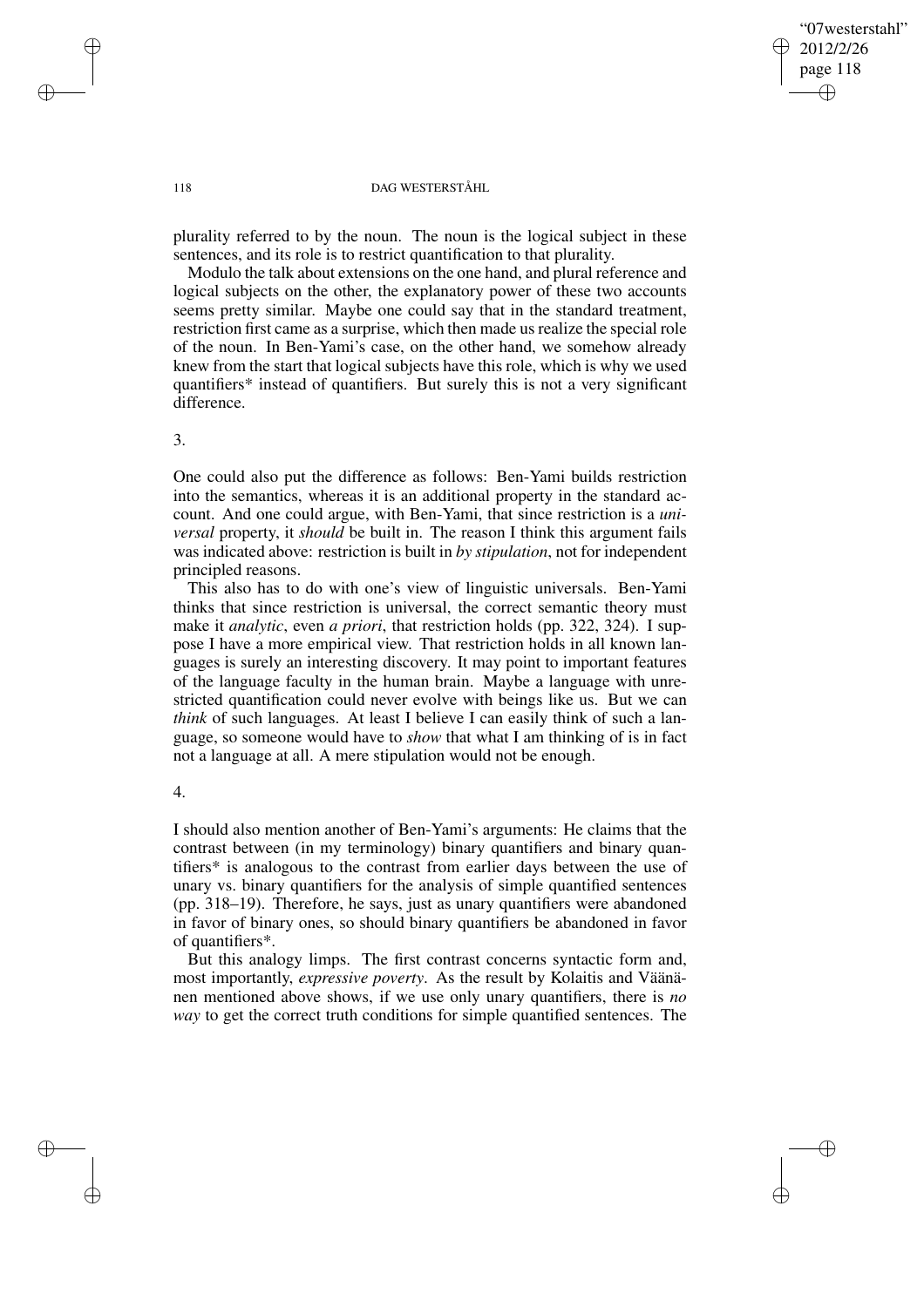plurality referred to by the noun. The noun is the logical subject in these sentences, and its role is to restrict quantification to that plurality.

Modulo the talk about extensions on the one hand, and plural reference and logical subjects on the other, the explanatory power of these two accounts seems pretty similar. Maybe one could say that in the standard treatment, restriction first came as a surprise, which then made us realize the special role of the noun. In Ben-Yami's case, on the other hand, we somehow already knew from the start that logical subjects have this role, which is why we used quantifiers* instead of quantifiers. But surely this is not a very significant difference.

3.

One could also put the difference as follows: Ben-Yami builds restriction into the semantics, whereas it is an additional property in the standard account. And one could argue, with Ben-Yami, that since restriction is a *universal* property, it *should* be built in. The reason I think this argument fails was indicated above: restriction is built in *by stipulation*, not for independent principled reasons.

This also has to do with one's view of linguistic universals. Ben-Yami thinks that since restriction is universal, the correct semantic theory must make it *analytic*, even *a priori*, that restriction holds (pp. 322, 324). I suppose I have a more empirical view. That restriction holds in all known languages is surely an interesting discovery. It may point to important features of the language faculty in the human brain. Maybe a language with unrestricted quantification could never evolve with beings like us. But we can *think* of such languages. At least I believe I can easily think of such a language, so someone would have to *show* that what I am thinking of is in fact not a language at all. A mere stipulation would not be enough.

4.

I should also mention another of Ben-Yami's arguments: He claims that the contrast between (in my terminology) binary quantifiers and binary quantifiers* is analogous to the contrast from earlier days between the use of unary vs. binary quantifiers for the analysis of simple quantified sentences (pp. 318–19). Therefore, he says, just as unary quantifiers were abandoned in favor of binary ones, so should binary quantifiers be abandoned in favor of quantifiers*.

But this analogy limps. The first contrast concerns syntactic form and, most importantly, *expressive poverty*. As the result by Kolaitis and Väänänen mentioned above shows, if we use only unary quantifiers, there is *no way* to get the correct truth conditions for simple quantified sentences. The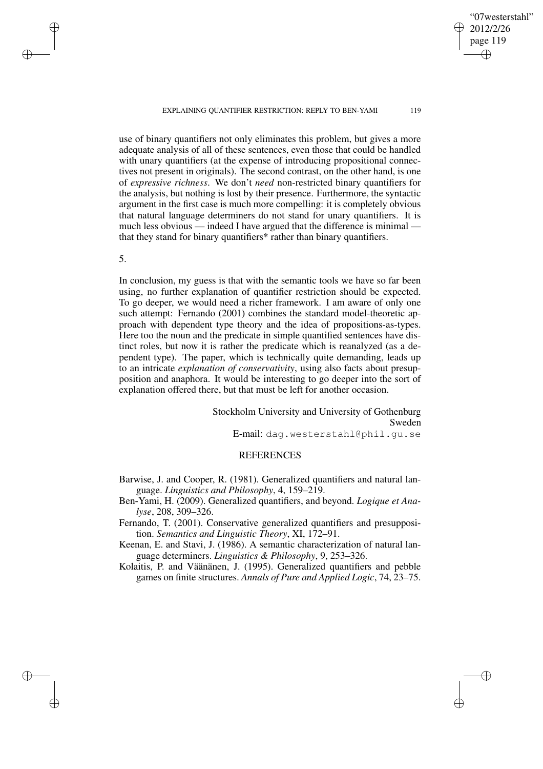use of binary quantifiers not only eliminates this problem, but gives a more adequate analysis of all of these sentences, even those that could be handled with unary quantifiers (at the expense of introducing propositional connectives not present in originals). The second contrast, on the other hand, is one of *expressive richness*. We don't *need* non-restricted binary quantifiers for the analysis, but nothing is lost by their presence. Furthermore, the syntactic argument in the first case is much more compelling: it is completely obvious that natural language determiners do not stand for unary quantifiers. It is much less obvious — indeed I have argued that the difference is minimal — that they stand for binary quantifiers* rather than binary quantifiers.

## 5.

In conclusion, my guess is that with the semantic tools we have so far been using, no further explanation of quantifier restriction should be expected. To go deeper, we would need a richer framework. I am aware of only one such attempt: Fernando (2001) combines the standard model-theoretic approach with dependent type theory and the idea of propositions-as-types. Here too the noun and the predicate in simple quantified sentences have distinct roles, but now it is rather the predicate which is reanalyzed (as a dependent type). The paper, which is technically quite demanding, leads up to an intricate *explanation of conservativity*, using also facts about presupposition and anaphora. It would be interesting to go deeper into the sort of explanation offered there, but that must be left for another occasion.

Stockholm University and University of Gothenburg
Sweden
E-mail: dag.westerstahl@phil.gu.se

## REFERENCES

Barwise, J. and Cooper, R. (1981). Generalized quantifiers and natural language. *Linguistics and Philosophy*, 4, 159–219.

Ben-Yami, H. (2009). Generalized quantifiers, and beyond. *Logique et Analyse*, 208, 309–326.

Fernando, T. (2001). Conservative generalized quantifiers and presupposition. *Semantics and Linguistic Theory*, XI, 172–91.

Keenan, E. and Stavi, J. (1986). A semantic characterization of natural language determiners. *Linguistics & Philosophy*, 9, 253–326.

Kolaitis, P. and Väänänen, J. (1995). Generalized quantifiers and pebble games on finite structures. *Annals of Pure and Applied Logic*, 74, 23–75.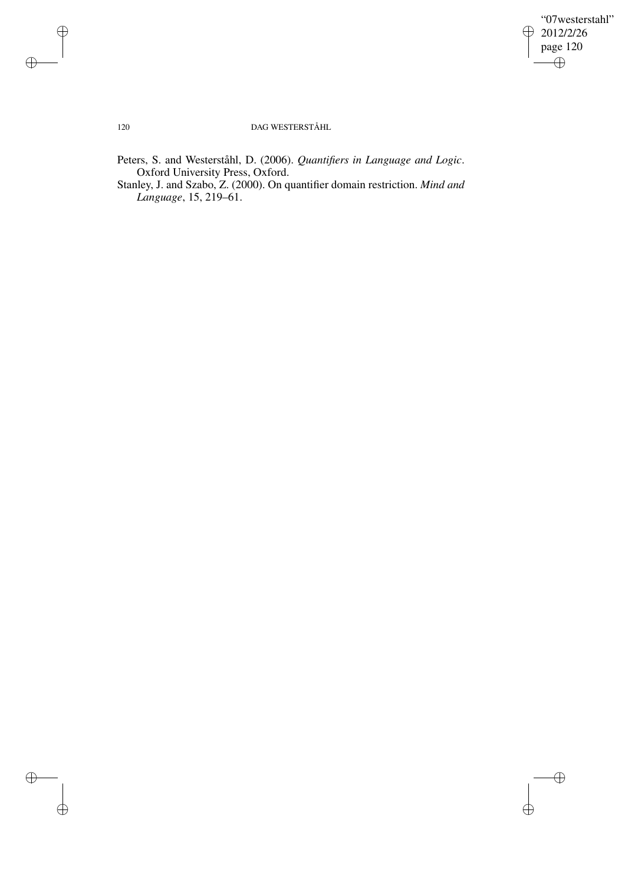Peters, S. and Westerståhl, D. (2006). *Quantifiers in Language and Logic*. Oxford University Press, Oxford.

Stanley, J. and Szabo, Z. (2000). On quantifier domain restriction. *Mind and Language*, 15, 219–61.